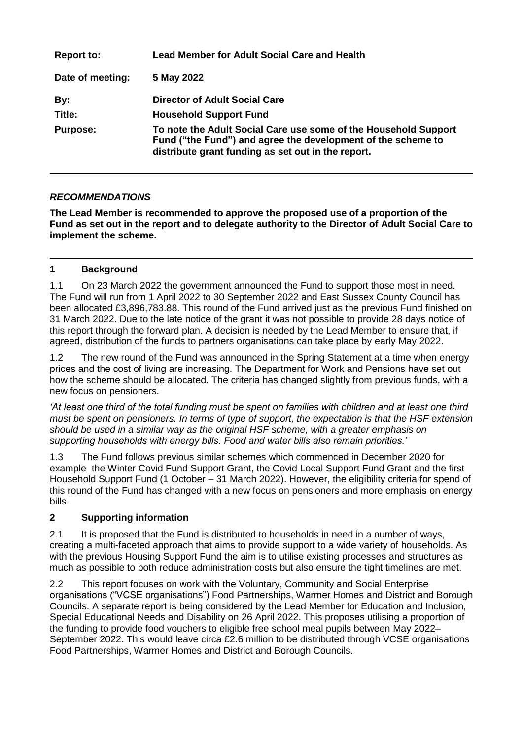| | |
|---|---|
| **Report to:** | **Lead Member for Adult Social Care and Health** |
| **Date of meeting:** | **5 May 2022** |
| **By:** | **Director of Adult Social Care** |
| **Title:** | **Household Support Fund** |
| **Purpose:** | **To note the Adult Social Care use some of the Household Support Fund ("the Fund") and agree the development of the scheme to distribute grant funding as set out in the report.** |

---

***RECOMMENDATIONS***

**The Lead Member is recommended to approve the proposed use of a proportion of the Fund as set out in the report and to delegate authority to the Director of Adult Social Care to implement the scheme.**

---

## 1 Background

1.1 On 23 March 2022 the government announced the Fund to support those most in need. The Fund will run from 1 April 2022 to 30 September 2022 and East Sussex County Council has been allocated £3,896,783.88. This round of the Fund arrived just as the previous Fund finished on 31 March 2022. Due to the late notice of the grant it was not possible to provide 28 days notice of this report through the forward plan. A decision is needed by the Lead Member to ensure that, if agreed, distribution of the funds to partners organisations can take place by early May 2022.

1.2 The new round of the Fund was announced in the Spring Statement at a time when energy prices and the cost of living are increasing. The Department for Work and Pensions have set out how the scheme should be allocated. The criteria has changed slightly from previous funds, with a new focus on pensioners.

*'At least one third of the total funding must be spent on families with children and at least one third must be spent on pensioners. In terms of type of support, the expectation is that the HSF extension should be used in a similar way as the original HSF scheme, with a greater emphasis on supporting households with energy bills. Food and water bills also remain priorities.'*

1.3 The Fund follows previous similar schemes which commenced in December 2020 for example the Winter Covid Fund Support Grant, the Covid Local Support Fund Grant and the first Household Support Fund (1 October – 31 March 2022). However, the eligibility criteria for spend of this round of the Fund has changed with a new focus on pensioners and more emphasis on energy bills.

## 2 Supporting information

2.1 It is proposed that the Fund is distributed to households in need in a number of ways, creating a multi-faceted approach that aims to provide support to a wide variety of households. As with the previous Housing Support Fund the aim is to utilise existing processes and structures as much as possible to both reduce administration costs but also ensure the tight timelines are met.

2.2 This report focuses on work with the Voluntary, Community and Social Enterprise organisations ("VCSE organisations") Food Partnerships, Warmer Homes and District and Borough Councils. A separate report is being considered by the Lead Member for Education and Inclusion, Special Educational Needs and Disability on 26 April 2022. This proposes utilising a proportion of the funding to provide food vouchers to eligible free school meal pupils between May 2022– September 2022. This would leave circa £2.6 million to be distributed through VCSE organisations Food Partnerships, Warmer Homes and District and Borough Councils.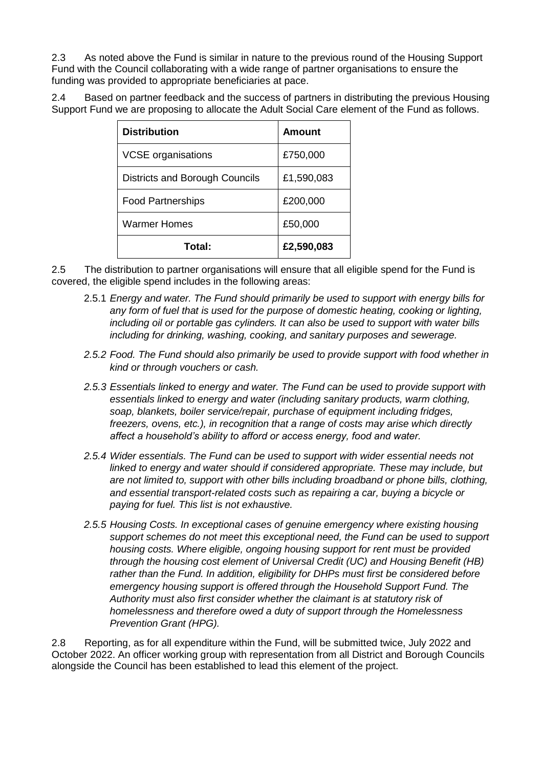2.3 As noted above the Fund is similar in nature to the previous round of the Housing Support Fund with the Council collaborating with a wide range of partner organisations to ensure the funding was provided to appropriate beneficiaries at pace.

2.4 Based on partner feedback and the success of partners in distributing the previous Housing Support Fund we are proposing to allocate the Adult Social Care element of the Fund as follows.

| **Distribution** | **Amount** |
|---|---|
| VCSE organisations | £750,000 |
| Districts and Borough Councils | £1,590,083 |
| Food Partnerships | £200,000 |
| Warmer Homes | £50,000 |
| **Total:** | **£2,590,083** |

2.5 The distribution to partner organisations will ensure that all eligible spend for the Fund is covered, the eligible spend includes in the following areas:

2.5.1 *Energy and water. The Fund should primarily be used to support with energy bills for any form of fuel that is used for the purpose of domestic heating, cooking or lighting, including oil or portable gas cylinders. It can also be used to support with water bills including for drinking, washing, cooking, and sanitary purposes and sewerage.*

*2.5.2 Food. The Fund should also primarily be used to provide support with food whether in kind or through vouchers or cash.*

*2.5.3 Essentials linked to energy and water. The Fund can be used to provide support with essentials linked to energy and water (including sanitary products, warm clothing, soap, blankets, boiler service/repair, purchase of equipment including fridges, freezers, ovens, etc.), in recognition that a range of costs may arise which directly affect a household's ability to afford or access energy, food and water.*

*2.5.4 Wider essentials. The Fund can be used to support with wider essential needs not linked to energy and water should if considered appropriate. These may include, but are not limited to, support with other bills including broadband or phone bills, clothing, and essential transport-related costs such as repairing a car, buying a bicycle or paying for fuel. This list is not exhaustive.*

*2.5.5 Housing Costs. In exceptional cases of genuine emergency where existing housing support schemes do not meet this exceptional need, the Fund can be used to support housing costs. Where eligible, ongoing housing support for rent must be provided through the housing cost element of Universal Credit (UC) and Housing Benefit (HB) rather than the Fund. In addition, eligibility for DHPs must first be considered before emergency housing support is offered through the Household Support Fund. The Authority must also first consider whether the claimant is at statutory risk of homelessness and therefore owed a duty of support through the Homelessness Prevention Grant (HPG).*

2.8 Reporting, as for all expenditure within the Fund, will be submitted twice, July 2022 and October 2022. An officer working group with representation from all District and Borough Councils alongside the Council has been established to lead this element of the project.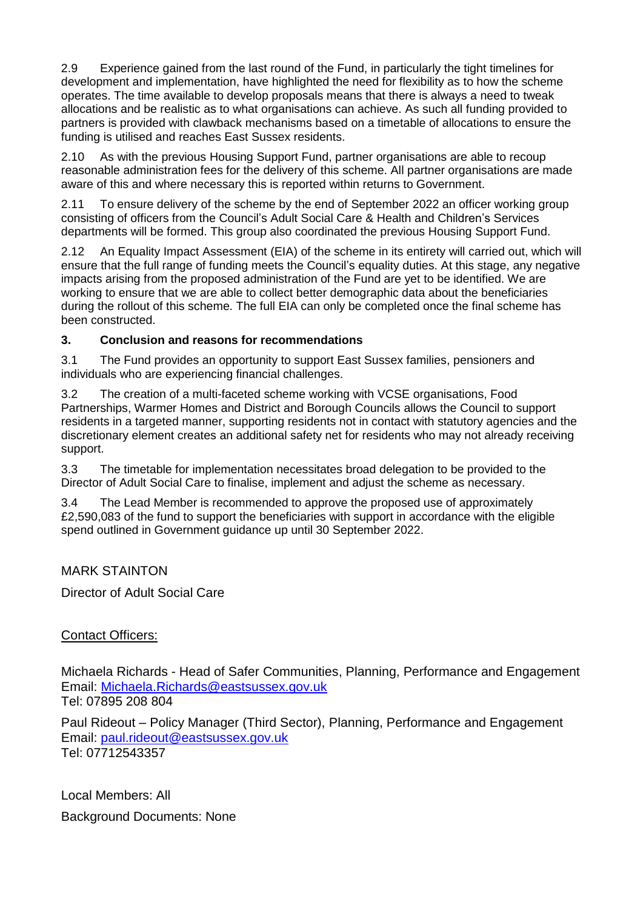2.9 Experience gained from the last round of the Fund, in particularly the tight timelines for development and implementation, have highlighted the need for flexibility as to how the scheme operates. The time available to develop proposals means that there is always a need to tweak allocations and be realistic as to what organisations can achieve. As such all funding provided to partners is provided with clawback mechanisms based on a timetable of allocations to ensure the funding is utilised and reaches East Sussex residents.

2.10 As with the previous Housing Support Fund, partner organisations are able to recoup reasonable administration fees for the delivery of this scheme. All partner organisations are made aware of this and where necessary this is reported within returns to Government.

2.11 To ensure delivery of the scheme by the end of September 2022 an officer working group consisting of officers from the Council's Adult Social Care & Health and Children's Services departments will be formed. This group also coordinated the previous Housing Support Fund.

2.12 An Equality Impact Assessment (EIA) of the scheme in its entirety will carried out, which will ensure that the full range of funding meets the Council's equality duties. At this stage, any negative impacts arising from the proposed administration of the Fund are yet to be identified. We are working to ensure that we are able to collect better demographic data about the beneficiaries during the rollout of this scheme. The full EIA can only be completed once the final scheme has been constructed.

### 3. Conclusion and reasons for recommendations

3.1 The Fund provides an opportunity to support East Sussex families, pensioners and individuals who are experiencing financial challenges.

3.2 The creation of a multi-faceted scheme working with VCSE organisations, Food Partnerships, Warmer Homes and District and Borough Councils allows the Council to support residents in a targeted manner, supporting residents not in contact with statutory agencies and the discretionary element creates an additional safety net for residents who may not already receiving support.

3.3 The timetable for implementation necessitates broad delegation to be provided to the Director of Adult Social Care to finalise, implement and adjust the scheme as necessary.

3.4 The Lead Member is recommended to approve the proposed use of approximately £2,590,083 of the fund to support the beneficiaries with support in accordance with the eligible spend outlined in Government guidance up until 30 September 2022.

MARK STAINTON

Director of Adult Social Care

Contact Officers:

Michaela Richards - Head of Safer Communities, Planning, Performance and Engagement
Email: Michaela.Richards@eastsussex.gov.uk
Tel: 07895 208 804

Paul Rideout – Policy Manager (Third Sector), Planning, Performance and Engagement
Email: paul.rideout@eastsussex.gov.uk
Tel: 07712543357

Local Members: All

Background Documents: None